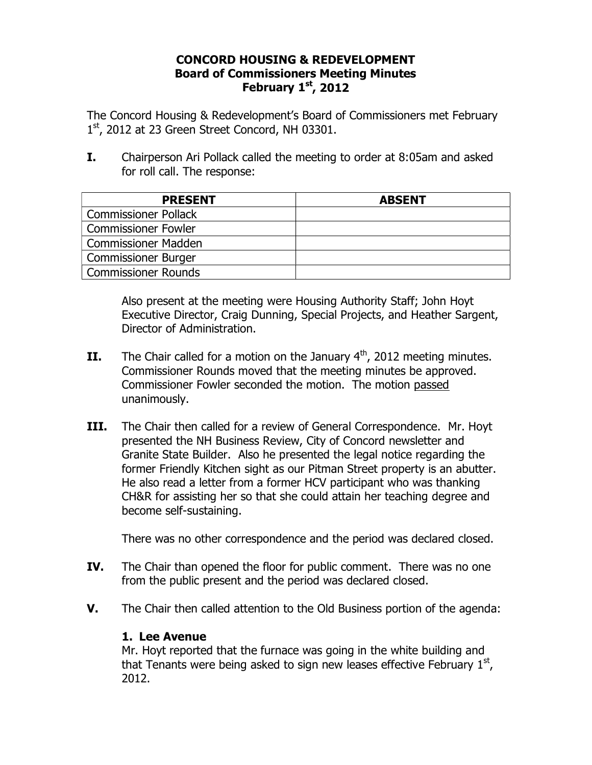# CONCORD HOUSING & REDEVELOPMENT
## Board of Commissioners Meeting Minutes
## February 1st, 2012

The Concord Housing & Redevelopment's Board of Commissioners met February 1st, 2012 at 23 Green Street Concord, NH 03301.

**I.** Chairperson Ari Pollack called the meeting to order at 8:05am and asked for roll call. The response:

| PRESENT | ABSENT |
|---|---|
| Commissioner Pollack | |
| Commissioner Fowler | |
| Commissioner Madden | |
| Commissioner Burger | |
| Commissioner Rounds | |

Also present at the meeting were Housing Authority Staff; John Hoyt Executive Director, Craig Dunning, Special Projects, and Heather Sargent, Director of Administration.

**II.** The Chair called for a motion on the January 4th, 2012 meeting minutes. Commissioner Rounds moved that the meeting minutes be approved. Commissioner Fowler seconded the motion. The motion passed unanimously.

**III.** The Chair then called for a review of General Correspondence. Mr. Hoyt presented the NH Business Review, City of Concord newsletter and Granite State Builder. Also he presented the legal notice regarding the former Friendly Kitchen sight as our Pitman Street property is an abutter. He also read a letter from a former HCV participant who was thanking CH&R for assisting her so that she could attain her teaching degree and become self-sustaining.

There was no other correspondence and the period was declared closed.

**IV.** The Chair than opened the floor for public comment. There was no one from the public present and the period was declared closed.

**V.** The Chair then called attention to the Old Business portion of the agenda:

**1. Lee Avenue**

Mr. Hoyt reported that the furnace was going in the white building and that Tenants were being asked to sign new leases effective February 1st, 2012.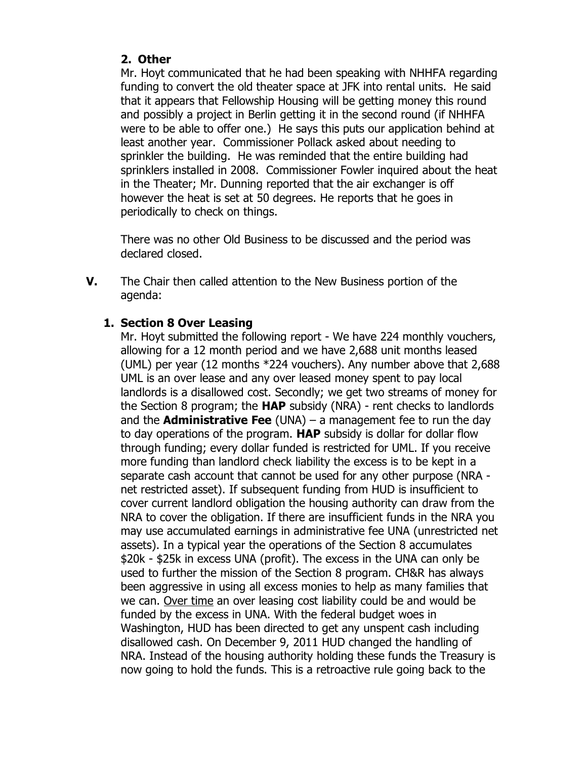### 2. Other

Mr. Hoyt communicated that he had been speaking with NHHFA regarding funding to convert the old theater space at JFK into rental units. He said that it appears that Fellowship Housing will be getting money this round and possibly a project in Berlin getting it in the second round (if NHHFA were to be able to offer one.) He says this puts our application behind at least another year. Commissioner Pollack asked about needing to sprinkler the building. He was reminded that the entire building had sprinklers installed in 2008. Commissioner Fowler inquired about the heat in the Theater; Mr. Dunning reported that the air exchanger is off however the heat is set at 50 degrees. He reports that he goes in periodically to check on things.

There was no other Old Business to be discussed and the period was declared closed.

**V.** The Chair then called attention to the New Business portion of the agenda:

### 1. Section 8 Over Leasing

Mr. Hoyt submitted the following report - We have 224 monthly vouchers, allowing for a 12 month period and we have 2,688 unit months leased (UML) per year (12 months *224 vouchers). Any number above that 2,688 UML is an over lease and any over leased money spent to pay local landlords is a disallowed cost. Secondly; we get two streams of money for the Section 8 program; the **HAP** subsidy (NRA) - rent checks to landlords and the **Administrative Fee** (UNA) – a management fee to run the day to day operations of the program. **HAP** subsidy is dollar for dollar flow through funding; every dollar funded is restricted for UML. If you receive more funding than landlord check liability the excess is to be kept in a separate cash account that cannot be used for any other purpose (NRA - net restricted asset). If subsequent funding from HUD is insufficient to cover current landlord obligation the housing authority can draw from the NRA to cover the obligation. If there are insufficient funds in the NRA you may use accumulated earnings in administrative fee UNA (unrestricted net assets). In a typical year the operations of the Section 8 accumulates $20k - $25k in excess UNA (profit). The excess in the UNA can only be used to further the mission of the Section 8 program. CH&R has always been aggressive in using all excess monies to help as many families that we can. <u>Over time</u> an over leasing cost liability could be and would be funded by the excess in UNA. With the federal budget woes in Washington, HUD has been directed to get any unspent cash including disallowed cash. On December 9, 2011 HUD changed the handling of NRA. Instead of the housing authority holding these funds the Treasury is now going to hold the funds. This is a retroactive rule going back to the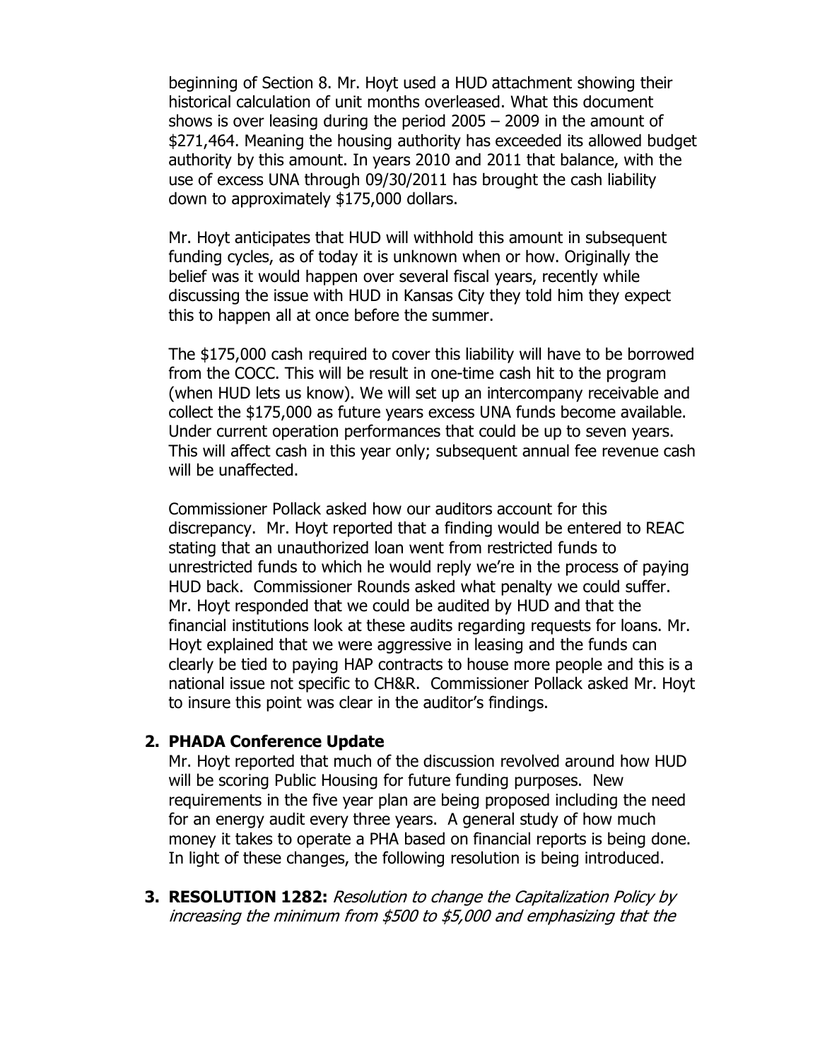beginning of Section 8. Mr. Hoyt used a HUD attachment showing their historical calculation of unit months overleased. What this document shows is over leasing during the period 2005 – 2009 in the amount of $271,464. Meaning the housing authority has exceeded its allowed budget authority by this amount. In years 2010 and 2011 that balance, with the use of excess UNA through 09/30/2011 has brought the cash liability down to approximately $175,000 dollars.

Mr. Hoyt anticipates that HUD will withhold this amount in subsequent funding cycles, as of today it is unknown when or how. Originally the belief was it would happen over several fiscal years, recently while discussing the issue with HUD in Kansas City they told him they expect this to happen all at once before the summer.

The $175,000 cash required to cover this liability will have to be borrowed from the COCC. This will be result in one-time cash hit to the program (when HUD lets us know). We will set up an intercompany receivable and collect the $175,000 as future years excess UNA funds become available. Under current operation performances that could be up to seven years. This will affect cash in this year only; subsequent annual fee revenue cash will be unaffected.

Commissioner Pollack asked how our auditors account for this discrepancy. Mr. Hoyt reported that a finding would be entered to REAC stating that an unauthorized loan went from restricted funds to unrestricted funds to which he would reply we're in the process of paying HUD back. Commissioner Rounds asked what penalty we could suffer. Mr. Hoyt responded that we could be audited by HUD and that the financial institutions look at these audits regarding requests for loans. Mr. Hoyt explained that we were aggressive in leasing and the funds can clearly be tied to paying HAP contracts to house more people and this is a national issue not specific to CH&R. Commissioner Pollack asked Mr. Hoyt to insure this point was clear in the auditor's findings.

2. **PHADA Conference Update**
   Mr. Hoyt reported that much of the discussion revolved around how HUD will be scoring Public Housing for future funding purposes. New requirements in the five year plan are being proposed including the need for an energy audit every three years. A general study of how much money it takes to operate a PHA based on financial reports is being done. In light of these changes, the following resolution is being introduced.

3. **RESOLUTION 1282:** *Resolution to change the Capitalization Policy by increasing the minimum from $500 to $5,000 and emphasizing that the*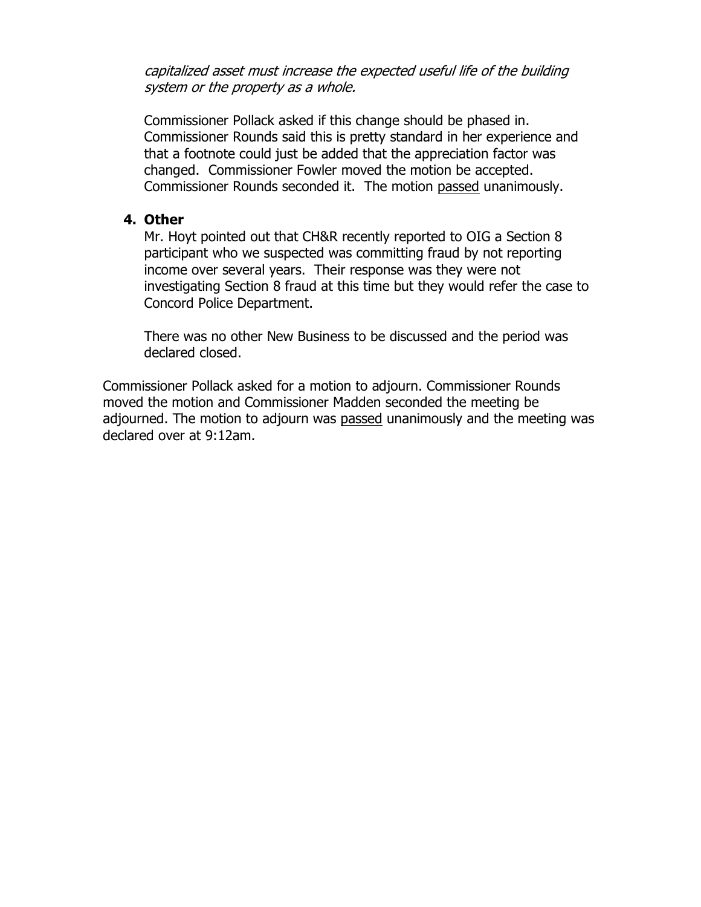*capitalized asset must increase the expected useful life of the building system or the property as a whole.*

Commissioner Pollack asked if this change should be phased in. Commissioner Rounds said this is pretty standard in her experience and that a footnote could just be added that the appreciation factor was changed. Commissioner Fowler moved the motion be accepted. Commissioner Rounds seconded it. The motion passed unanimously.

**4. Other**

Mr. Hoyt pointed out that CH&R recently reported to OIG a Section 8 participant who we suspected was committing fraud by not reporting income over several years. Their response was they were not investigating Section 8 fraud at this time but they would refer the case to Concord Police Department.

There was no other New Business to be discussed and the period was declared closed.

Commissioner Pollack asked for a motion to adjourn. Commissioner Rounds moved the motion and Commissioner Madden seconded the meeting be adjourned. The motion to adjourn was passed unanimously and the meeting was declared over at 9:12am.